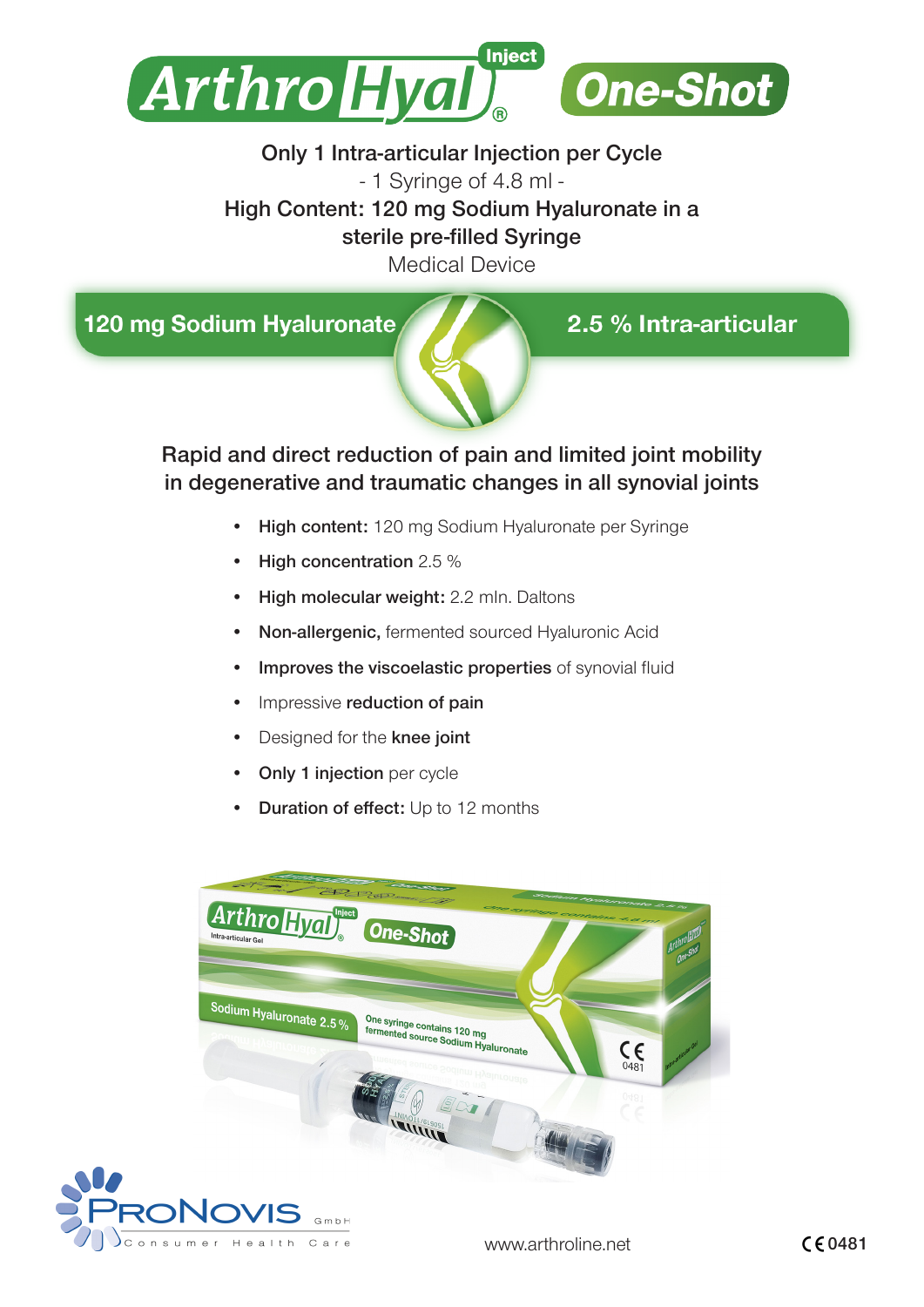# ArthroHyal® Inject One-Shot

**Only 1 Intra-articular Injection per Cycle**

- 1 Syringe of 4.8 ml -

**High Content: 120 mg Sodium Hyaluronate in a sterile pre-filled Syringe**

Medical Device

**120 mg Sodium Hyaluronate** | **2.5 % Intra-articular**

## Rapid and direct reduction of pain and limited joint mobility in degenerative and traumatic changes in all synovial joints

- **High content:** 120 mg Sodium Hyaluronate per Syringe
- **High concentration** 2.5 %
- **High molecular weight:** 2.2 mln. Daltons
- **Non-allergenic,** fermented sourced Hyaluronic Acid
- **Improves the viscoelastic properties** of synovial fluid
- Impressive **reduction of pain**
- Designed for the **knee joint**
- **Only 1 injection** per cycle
- **Duration of effect:** Up to 12 months

ProNovis GmbH Consumer Health Care

www.arthroline.net

CE 0481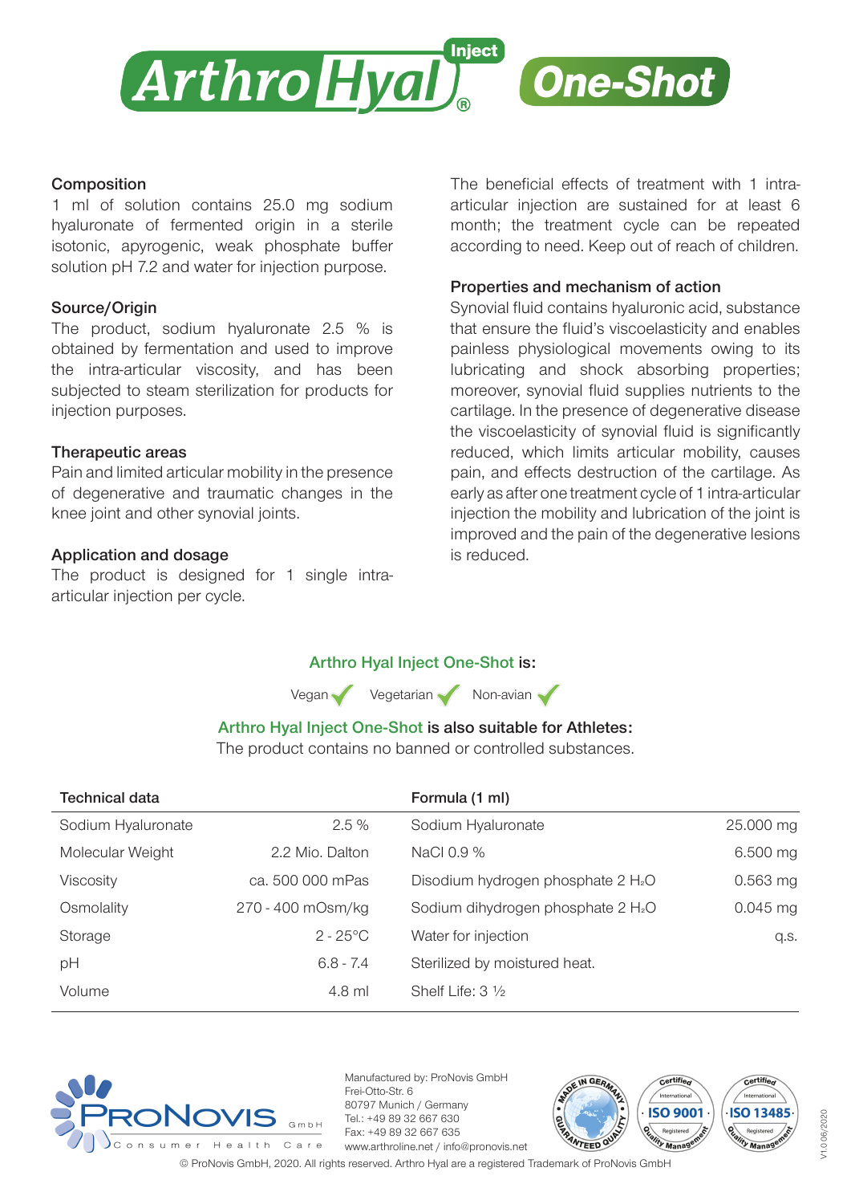# Arthro Hyal Inject® One-Shot

### Composition

1 ml of solution contains 25.0 mg sodium hyaluronate of fermented origin in a sterile isotonic, apyrogenic, weak phosphate buffer solution pH 7.2 and water for injection purpose.

### Source/Origin

The product, sodium hyaluronate 2.5 % is obtained by fermentation and used to improve the intra-articular viscosity, and has been subjected to steam sterilization for products for injection purposes.

### Therapeutic areas

Pain and limited articular mobility in the presence of degenerative and traumatic changes in the knee joint and other synovial joints.

### Application and dosage

The product is designed for 1 single intra-articular injection per cycle.

The beneficial effects of treatment with 1 intra-articular injection are sustained for at least 6 month; the treatment cycle can be repeated according to need. Keep out of reach of children.

### Properties and mechanism of action

Synovial fluid contains hyaluronic acid, substance that ensure the fluid's viscoelasticity and enables painless physiological movements owing to its lubricating and shock absorbing properties; moreover, synovial fluid supplies nutrients to the cartilage. In the presence of degenerative disease the viscoelasticity of synovial fluid is significantly reduced, which limits articular mobility, causes pain, and effects destruction of the cartilage. As early as after one treatment cycle of 1 intra-articular injection the mobility and lubrication of the joint is improved and the pain of the degenerative lesions is reduced.

**Arthro Hyal Inject One-Shot is:**

Vegan ✓ Vegetarian ✓ Non-avian ✓

**Arthro Hyal Inject One-Shot is also suitable for Athletes:**

The product contains no banned or controlled substances.

| Technical data | | Formula (1 ml) | |
|---|---|---|---|
| Sodium Hyaluronate | 2.5 % | Sodium Hyaluronate | 25.000 mg |
| Molecular Weight | 2.2 Mio. Dalton | NaCl 0.9 % | 6.500 mg |
| Viscosity | ca. 500 000 mPas | Disodium hydrogen phosphate 2 $H_2O$ | 0.563 mg |
| Osmolality | 270 - 400 mOsm/kg | Sodium dihydrogen phosphate 2 $H_2O$ | 0.045 mg |
| Storage | 2 - 25°C | Water for injection | q.s. |
| pH | 6.8 - 7.4 | Sterilized by moistured heat. | |
| Volume | 4.8 ml | Shelf Life: 3 ½ | |

ProNovis GmbH – Consumer Health Care

Manufactured by: ProNovis GmbH
Frei-Otto-Str. 6
80797 Munich / Germany
Tel.: +49 89 32 667 630
Fax: +49 89 32 667 635
www.arthroline.net / info@pronovis.net

Made in Germany · Guaranteed Quality — Certified International ISO 9001 Registered Quality Management — Certified International ISO 13485 Registered Quality Management

V1.0 06/2020

© ProNovis GmbH, 2020. All rights reserved. Arthro Hyal are a registered Trademark of ProNovis GmbH